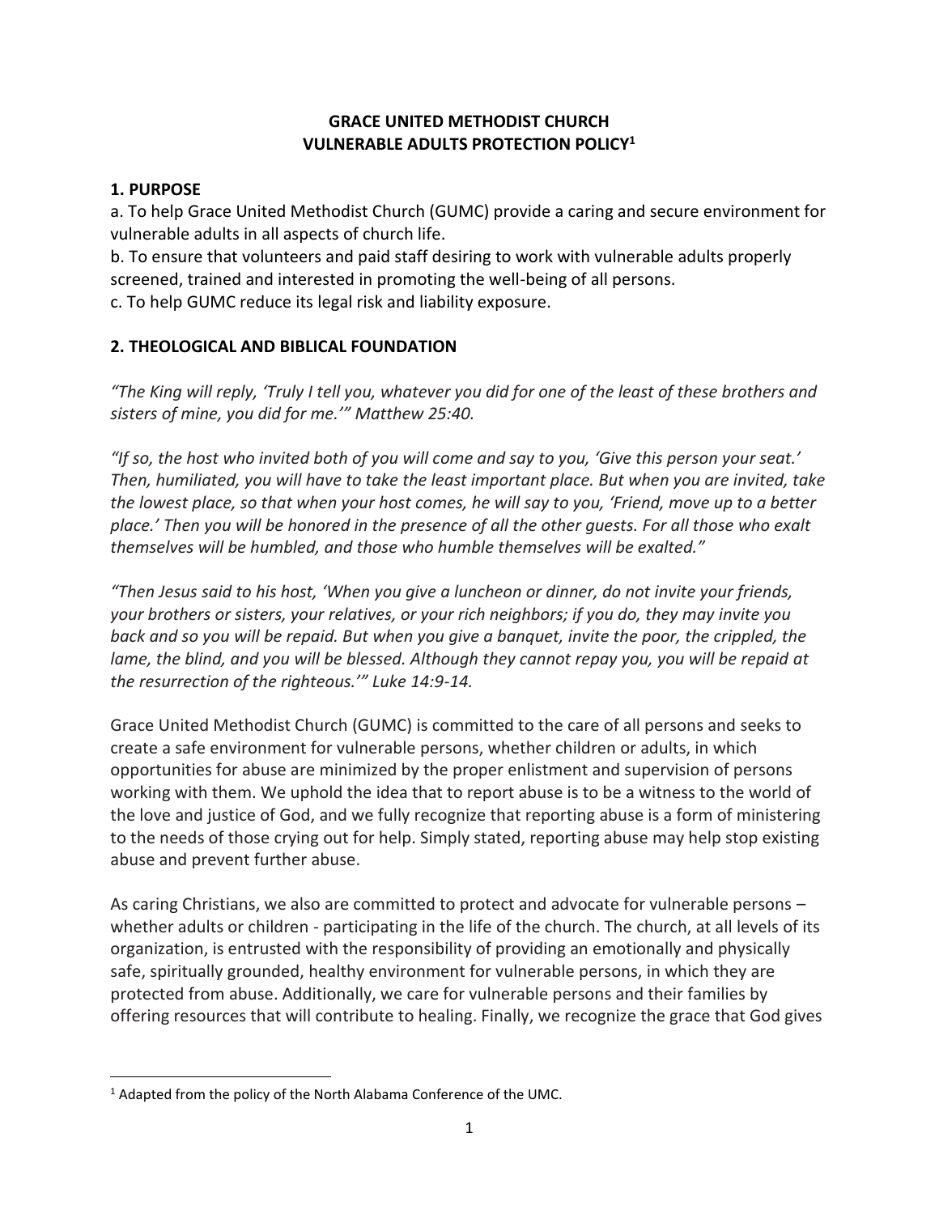# GRACE UNITED METHODIST CHURCH
# VULNERABLE ADULTS PROTECTION POLICY[1]

## 1. PURPOSE

a. To help Grace United Methodist Church (GUMC) provide a caring and secure environment for vulnerable adults in all aspects of church life.

b. To ensure that volunteers and paid staff desiring to work with vulnerable adults properly screened, trained and interested in promoting the well-being of all persons.

c. To help GUMC reduce its legal risk and liability exposure.

## 2. THEOLOGICAL AND BIBLICAL FOUNDATION

*"The King will reply, 'Truly I tell you, whatever you did for one of the least of these brothers and sisters of mine, you did for me.'" Matthew 25:40.*

*"If so, the host who invited both of you will come and say to you, 'Give this person your seat.' Then, humiliated, you will have to take the least important place. But when you are invited, take the lowest place, so that when your host comes, he will say to you, 'Friend, move up to a better place.' Then you will be honored in the presence of all the other guests. For all those who exalt themselves will be humbled, and those who humble themselves will be exalted."*

*"Then Jesus said to his host, 'When you give a luncheon or dinner, do not invite your friends, your brothers or sisters, your relatives, or your rich neighbors; if you do, they may invite you back and so you will be repaid. But when you give a banquet, invite the poor, the crippled, the lame, the blind, and you will be blessed. Although they cannot repay you, you will be repaid at the resurrection of the righteous.'" Luke 14:9-14.*

Grace United Methodist Church (GUMC) is committed to the care of all persons and seeks to create a safe environment for vulnerable persons, whether children or adults, in which opportunities for abuse are minimized by the proper enlistment and supervision of persons working with them. We uphold the idea that to report abuse is to be a witness to the world of the love and justice of God, and we fully recognize that reporting abuse is a form of ministering to the needs of those crying out for help. Simply stated, reporting abuse may help stop existing abuse and prevent further abuse.

As caring Christians, we also are committed to protect and advocate for vulnerable persons – whether adults or children - participating in the life of the church. The church, at all levels of its organization, is entrusted with the responsibility of providing an emotionally and physically safe, spiritually grounded, healthy environment for vulnerable persons, in which they are protected from abuse. Additionally, we care for vulnerable persons and their families by offering resources that will contribute to healing. Finally, we recognize the grace that God gives

---

[1] Adapted from the policy of the North Alabama Conference of the UMC.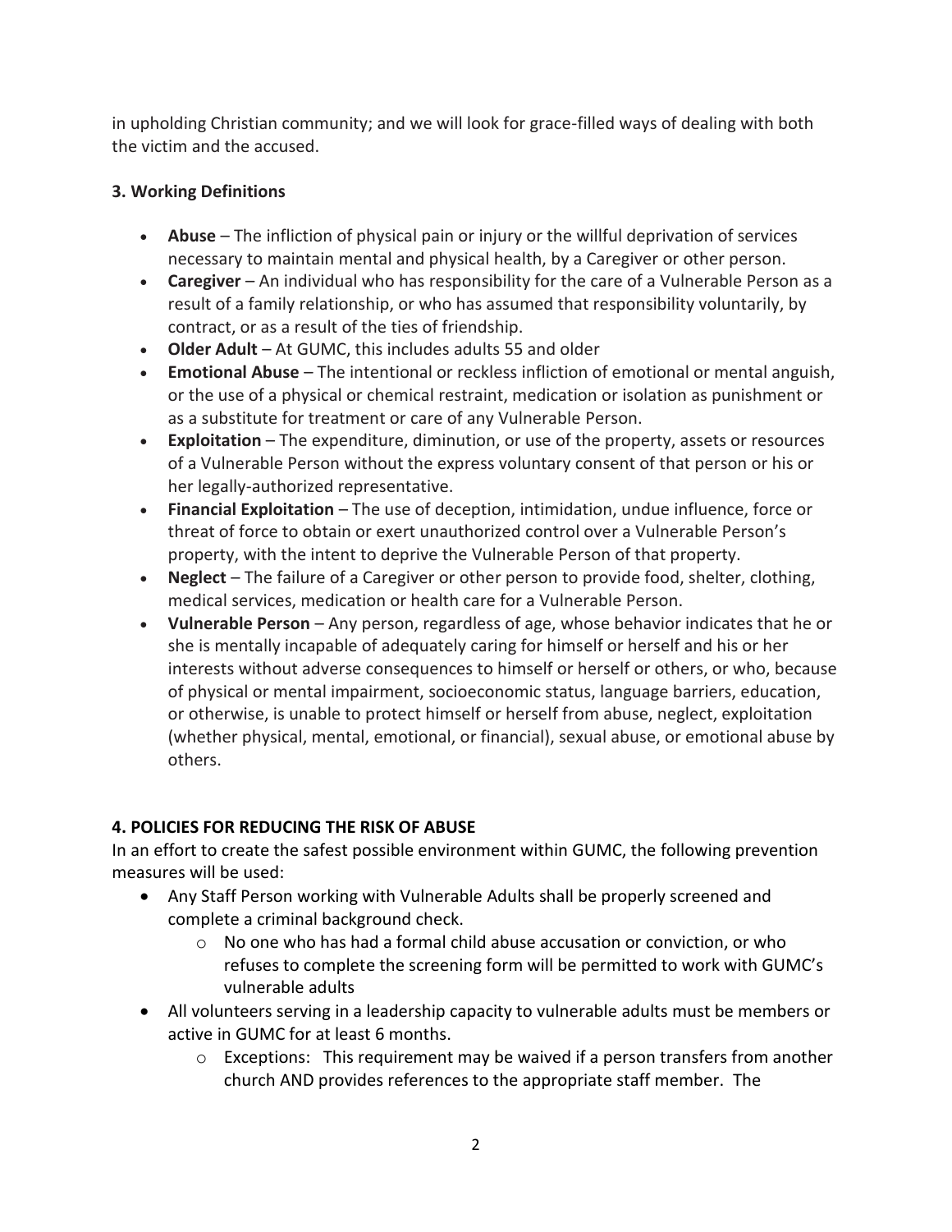in upholding Christian community; and we will look for grace-filled ways of dealing with both the victim and the accused.

### 3. Working Definitions

- **Abuse** – The infliction of physical pain or injury or the willful deprivation of services necessary to maintain mental and physical health, by a Caregiver or other person.
- **Caregiver** – An individual who has responsibility for the care of a Vulnerable Person as a result of a family relationship, or who has assumed that responsibility voluntarily, by contract, or as a result of the ties of friendship.
- **Older Adult** – At GUMC, this includes adults 55 and older
- **Emotional Abuse** – The intentional or reckless infliction of emotional or mental anguish, or the use of a physical or chemical restraint, medication or isolation as punishment or as a substitute for treatment or care of any Vulnerable Person.
- **Exploitation** – The expenditure, diminution, or use of the property, assets or resources of a Vulnerable Person without the express voluntary consent of that person or his or her legally-authorized representative.
- **Financial Exploitation** – The use of deception, intimidation, undue influence, force or threat of force to obtain or exert unauthorized control over a Vulnerable Person's property, with the intent to deprive the Vulnerable Person of that property.
- **Neglect** – The failure of a Caregiver or other person to provide food, shelter, clothing, medical services, medication or health care for a Vulnerable Person.
- **Vulnerable Person** – Any person, regardless of age, whose behavior indicates that he or she is mentally incapable of adequately caring for himself or herself and his or her interests without adverse consequences to himself or herself or others, or who, because of physical or mental impairment, socioeconomic status, language barriers, education, or otherwise, is unable to protect himself or herself from abuse, neglect, exploitation (whether physical, mental, emotional, or financial), sexual abuse, or emotional abuse by others.

### 4. POLICIES FOR REDUCING THE RISK OF ABUSE

In an effort to create the safest possible environment within GUMC, the following prevention measures will be used:

- Any Staff Person working with Vulnerable Adults shall be properly screened and complete a criminal background check.
  - No one who has had a formal child abuse accusation or conviction, or who refuses to complete the screening form will be permitted to work with GUMC's vulnerable adults
- All volunteers serving in a leadership capacity to vulnerable adults must be members or active in GUMC for at least 6 months.
  - Exceptions: This requirement may be waived if a person transfers from another church AND provides references to the appropriate staff member. The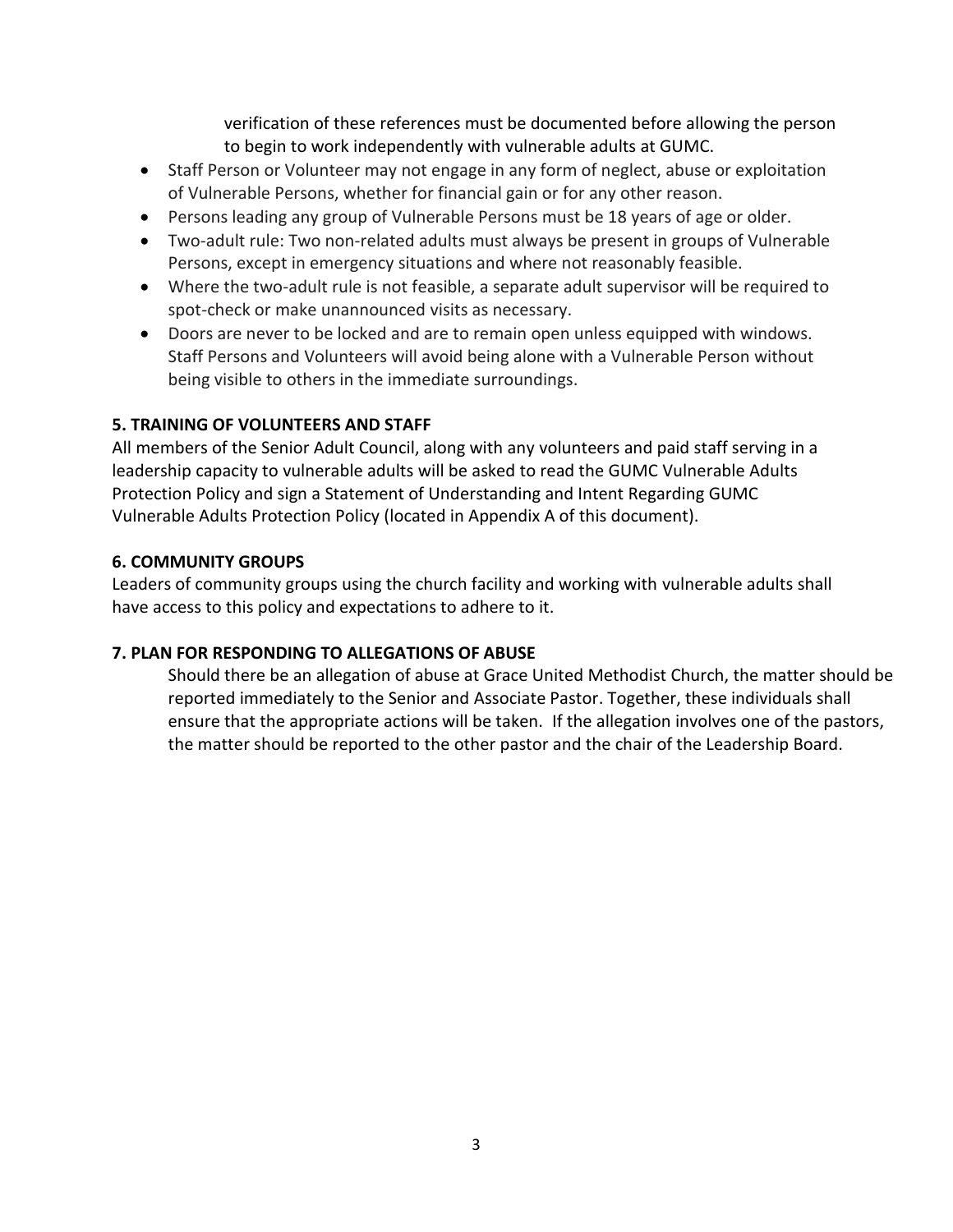verification of these references must be documented before allowing the person to begin to work independently with vulnerable adults at GUMC.

- Staff Person or Volunteer may not engage in any form of neglect, abuse or exploitation of Vulnerable Persons, whether for financial gain or for any other reason.
- Persons leading any group of Vulnerable Persons must be 18 years of age or older.
- Two-adult rule: Two non-related adults must always be present in groups of Vulnerable Persons, except in emergency situations and where not reasonably feasible.
- Where the two-adult rule is not feasible, a separate adult supervisor will be required to spot-check or make unannounced visits as necessary.
- Doors are never to be locked and are to remain open unless equipped with windows. Staff Persons and Volunteers will avoid being alone with a Vulnerable Person without being visible to others in the immediate surroundings.

**5. TRAINING OF VOLUNTEERS AND STAFF**

All members of the Senior Adult Council, along with any volunteers and paid staff serving in a leadership capacity to vulnerable adults will be asked to read the GUMC Vulnerable Adults Protection Policy and sign a Statement of Understanding and Intent Regarding GUMC Vulnerable Adults Protection Policy (located in Appendix A of this document).

**6. COMMUNITY GROUPS**

Leaders of community groups using the church facility and working with vulnerable adults shall have access to this policy and expectations to adhere to it.

**7. PLAN FOR RESPONDING TO ALLEGATIONS OF ABUSE**

Should there be an allegation of abuse at Grace United Methodist Church, the matter should be reported immediately to the Senior and Associate Pastor. Together, these individuals shall ensure that the appropriate actions will be taken. If the allegation involves one of the pastors, the matter should be reported to the other pastor and the chair of the Leadership Board.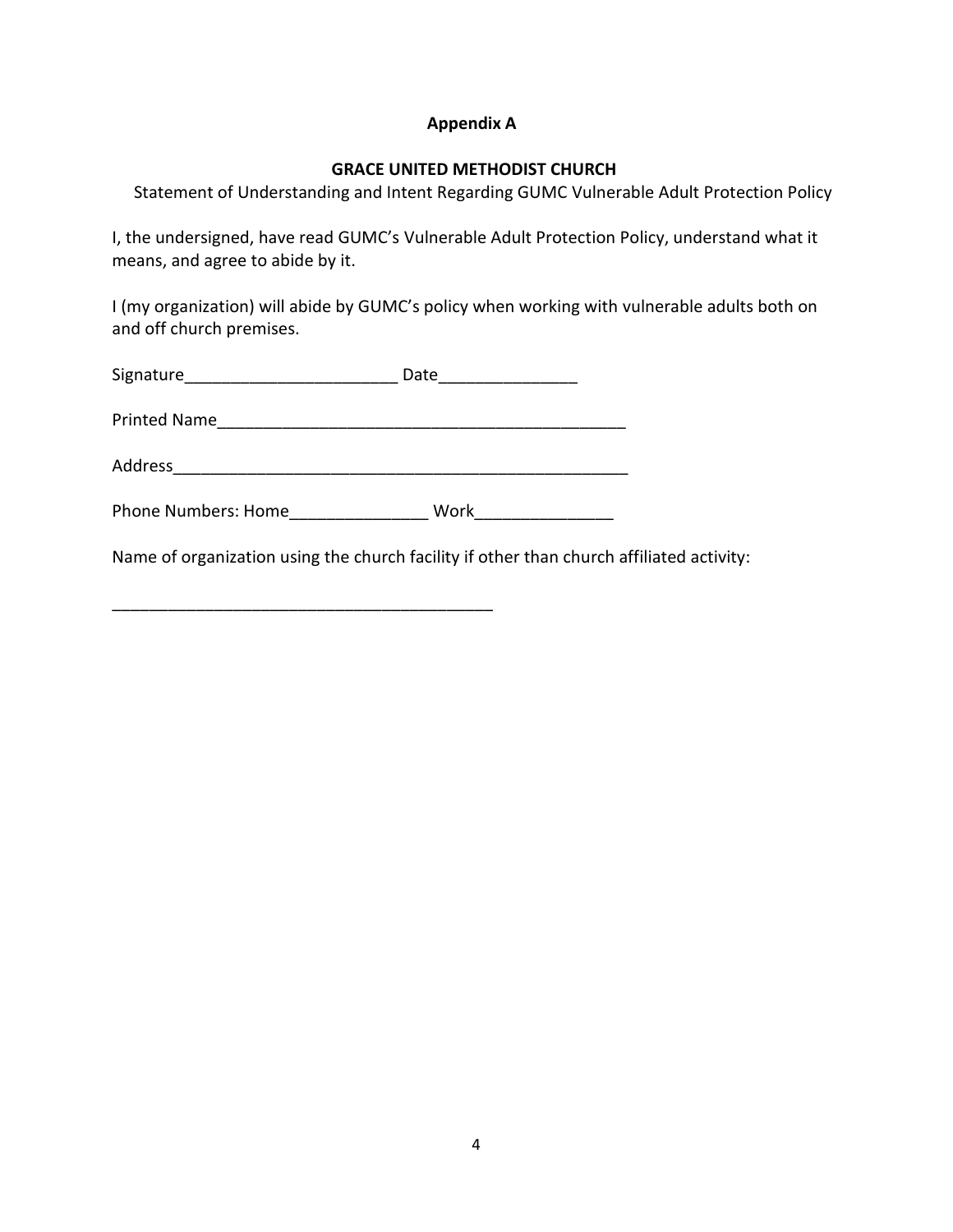**Appendix A**

**GRACE UNITED METHODIST CHURCH**

Statement of Understanding and Intent Regarding GUMC Vulnerable Adult Protection Policy

I, the undersigned, have read GUMC's Vulnerable Adult Protection Policy, understand what it means, and agree to abide by it.

I (my organization) will abide by GUMC's policy when working with vulnerable adults both on and off church premises.

Signature_______________________ Date_______________

Printed Name_____________________________________________

Address__________________________________________________

Phone Numbers: Home_______________ Work_______________

Name of organization using the church facility if other than church affiliated activity:

_________________________________________